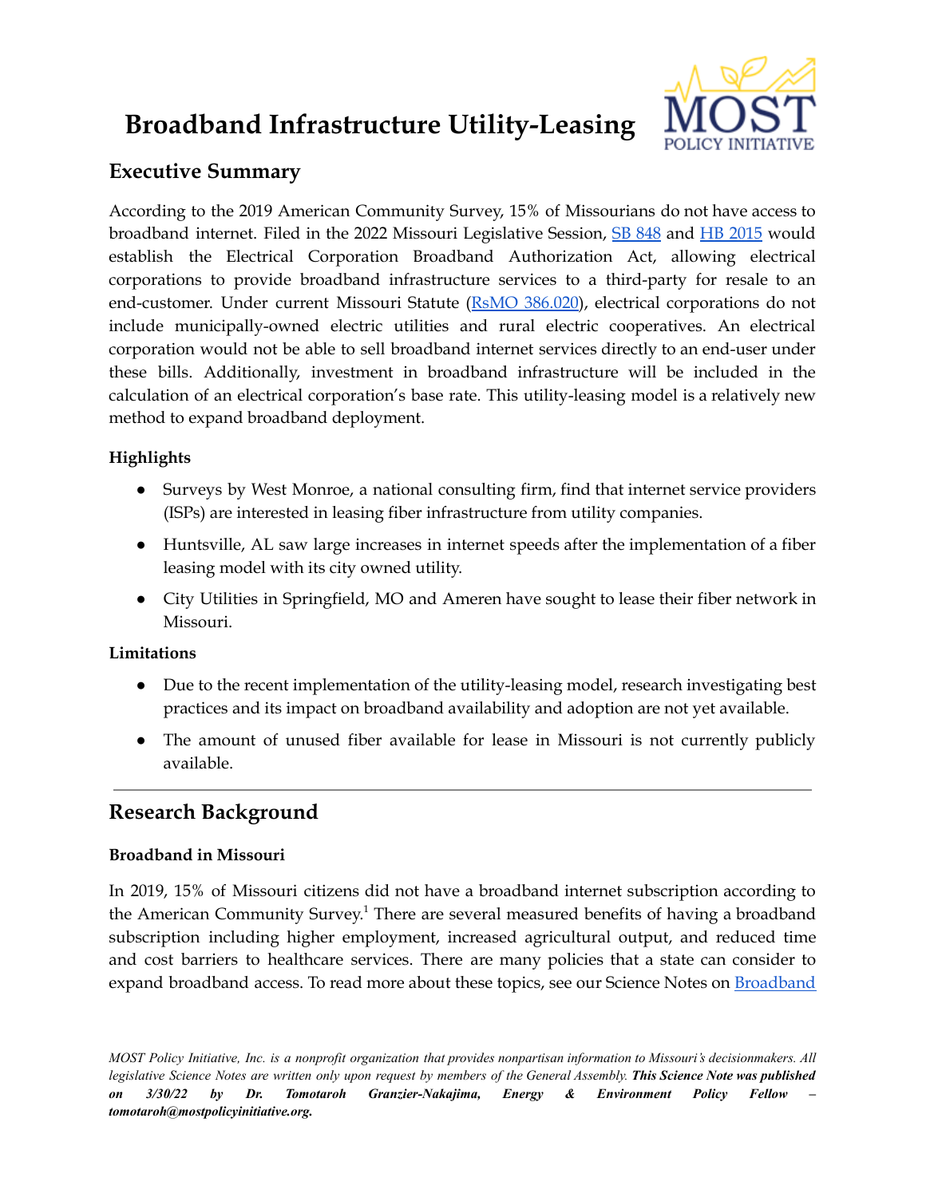# Broadband Infrastructure Utility-Leasing

## Executive Summary

According to the 2019 American Community Survey, 15% of Missourians do not have access to broadband internet. Filed in the 2022 Missouri Legislative Session, SB 848 and HB 2015 would establish the Electrical Corporation Broadband Authorization Act, allowing electrical corporations to provide broadband infrastructure services to a third-party for resale to an end-customer. Under current Missouri Statute (RsMO 386.020), electrical corporations do not include municipally-owned electric utilities and rural electric cooperatives. An electrical corporation would not be able to sell broadband internet services directly to an end-user under these bills. Additionally, investment in broadband infrastructure will be included in the calculation of an electrical corporation's base rate. This utility-leasing model is a relatively new method to expand broadband deployment.

### Highlights

- Surveys by West Monroe, a national consulting firm, find that internet service providers (ISPs) are interested in leasing fiber infrastructure from utility companies.
- Huntsville, AL saw large increases in internet speeds after the implementation of a fiber leasing model with its city owned utility.
- City Utilities in Springfield, MO and Ameren have sought to lease their fiber network in Missouri.

### Limitations

- Due to the recent implementation of the utility-leasing model, research investigating best practices and its impact on broadband availability and adoption are not yet available.
- The amount of unused fiber available for lease in Missouri is not currently publicly available.

---

## Research Background

### Broadband in Missouri

In 2019, 15% of Missouri citizens did not have a broadband internet subscription according to the American Community Survey.[1] There are several measured benefits of having a broadband subscription including higher employment, increased agricultural output, and reduced time and cost barriers to healthcare services. There are many policies that a state can consider to expand broadband access. To read more about these topics, see our Science Notes on Broadband

*MOST Policy Initiative, Inc. is a nonprofit organization that provides nonpartisan information to Missouri's decisionmakers. All legislative Science Notes are written only upon request by members of the General Assembly.* ***This Science Note was published on 3/30/22 by Dr. Tomotaroh Granzier-Nakajima, Energy & Environment Policy Fellow – tomotaroh@mostpolicyinitiative.org.***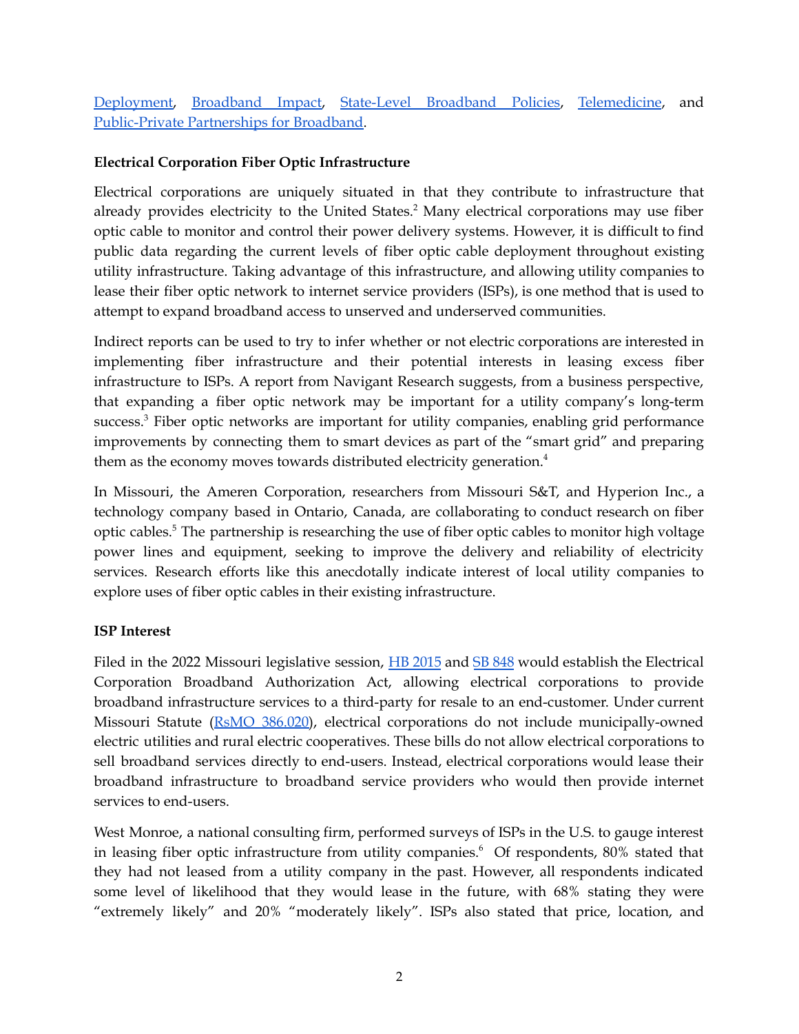Deployment, Broadband Impact, State-Level Broadband Policies, Telemedicine, and Public-Private Partnerships for Broadband.

**Electrical Corporation Fiber Optic Infrastructure**

Electrical corporations are uniquely situated in that they contribute to infrastructure that already provides electricity to the United States.[2] Many electrical corporations may use fiber optic cable to monitor and control their power delivery systems. However, it is difficult to find public data regarding the current levels of fiber optic cable deployment throughout existing utility infrastructure. Taking advantage of this infrastructure, and allowing utility companies to lease their fiber optic network to internet service providers (ISPs), is one method that is used to attempt to expand broadband access to unserved and underserved communities.

Indirect reports can be used to try to infer whether or not electric corporations are interested in implementing fiber infrastructure and their potential interests in leasing excess fiber infrastructure to ISPs. A report from Navigant Research suggests, from a business perspective, that expanding a fiber optic network may be important for a utility company's long-term success.[3] Fiber optic networks are important for utility companies, enabling grid performance improvements by connecting them to smart devices as part of the "smart grid" and preparing them as the economy moves towards distributed electricity generation.[4]

In Missouri, the Ameren Corporation, researchers from Missouri S&T, and Hyperion Inc., a technology company based in Ontario, Canada, are collaborating to conduct research on fiber optic cables.[5] The partnership is researching the use of fiber optic cables to monitor high voltage power lines and equipment, seeking to improve the delivery and reliability of electricity services. Research efforts like this anecdotally indicate interest of local utility companies to explore uses of fiber optic cables in their existing infrastructure.

**ISP Interest**

Filed in the 2022 Missouri legislative session, HB 2015 and SB 848 would establish the Electrical Corporation Broadband Authorization Act, allowing electrical corporations to provide broadband infrastructure services to a third-party for resale to an end-customer. Under current Missouri Statute (RsMO 386.020), electrical corporations do not include municipally-owned electric utilities and rural electric cooperatives. These bills do not allow electrical corporations to sell broadband services directly to end-users. Instead, electrical corporations would lease their broadband infrastructure to broadband service providers who would then provide internet services to end-users.

West Monroe, a national consulting firm, performed surveys of ISPs in the U.S. to gauge interest in leasing fiber optic infrastructure from utility companies.[6] Of respondents, 80% stated that they had not leased from a utility company in the past. However, all respondents indicated some level of likelihood that they would lease in the future, with 68% stating they were "extremely likely" and 20% "moderately likely". ISPs also stated that price, location, and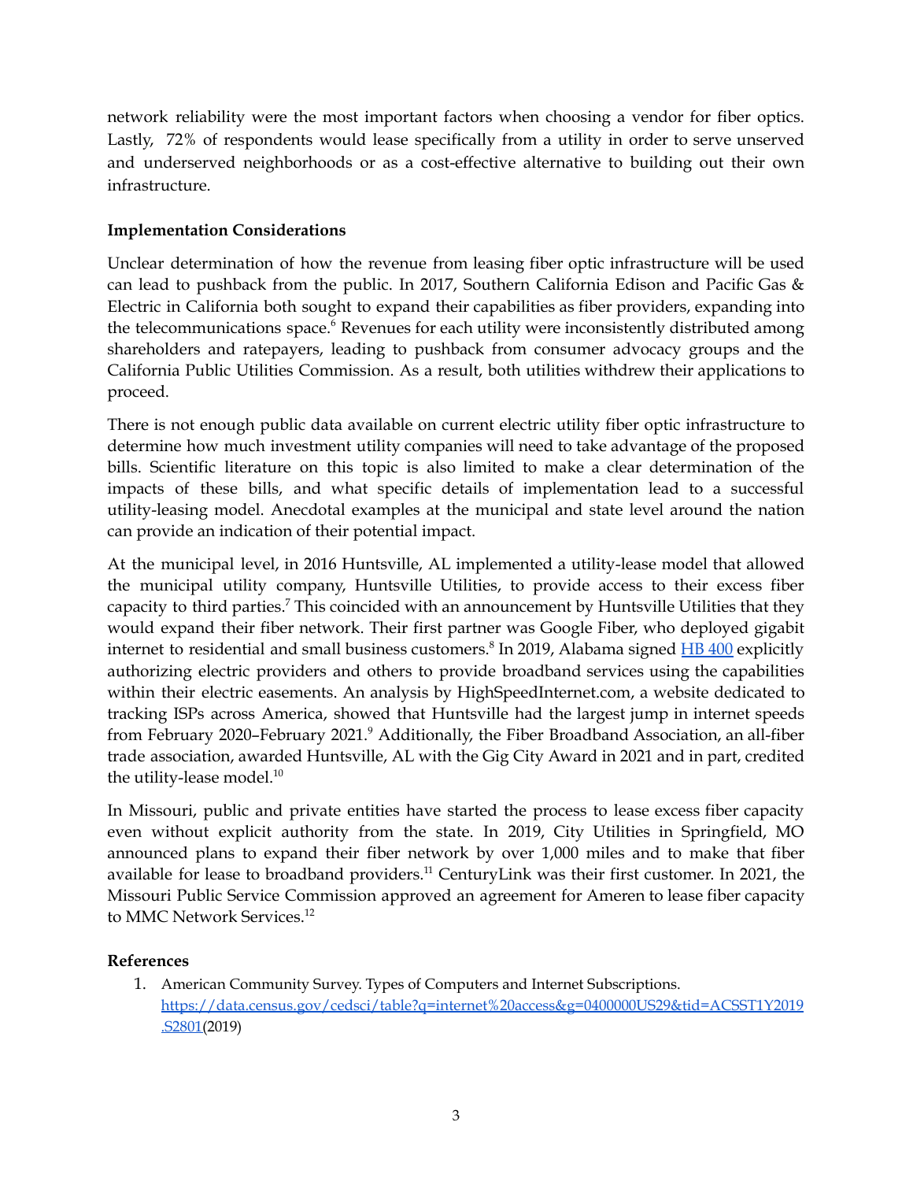network reliability were the most important factors when choosing a vendor for fiber optics. Lastly, 72% of respondents would lease specifically from a utility in order to serve unserved and underserved neighborhoods or as a cost-effective alternative to building out their own infrastructure.

**Implementation Considerations**

Unclear determination of how the revenue from leasing fiber optic infrastructure will be used can lead to pushback from the public. In 2017, Southern California Edison and Pacific Gas & Electric in California both sought to expand their capabilities as fiber providers, expanding into the telecommunications space.[6] Revenues for each utility were inconsistently distributed among shareholders and ratepayers, leading to pushback from consumer advocacy groups and the California Public Utilities Commission. As a result, both utilities withdrew their applications to proceed.

There is not enough public data available on current electric utility fiber optic infrastructure to determine how much investment utility companies will need to take advantage of the proposed bills. Scientific literature on this topic is also limited to make a clear determination of the impacts of these bills, and what specific details of implementation lead to a successful utility-leasing model. Anecdotal examples at the municipal and state level around the nation can provide an indication of their potential impact.

At the municipal level, in 2016 Huntsville, AL implemented a utility-lease model that allowed the municipal utility company, Huntsville Utilities, to provide access to their excess fiber capacity to third parties.[7] This coincided with an announcement by Huntsville Utilities that they would expand their fiber network. Their first partner was Google Fiber, who deployed gigabit internet to residential and small business customers.[8] In 2019, Alabama signed HB 400 explicitly authorizing electric providers and others to provide broadband services using the capabilities within their electric easements. An analysis by HighSpeedInternet.com, a website dedicated to tracking ISPs across America, showed that Huntsville had the largest jump in internet speeds from February 2020–February 2021.[9] Additionally, the Fiber Broadband Association, an all-fiber trade association, awarded Huntsville, AL with the Gig City Award in 2021 and in part, credited the utility-lease model.[10]

In Missouri, public and private entities have started the process to lease excess fiber capacity even without explicit authority from the state. In 2019, City Utilities in Springfield, MO announced plans to expand their fiber network by over 1,000 miles and to make that fiber available for lease to broadband providers.[11] CenturyLink was their first customer. In 2021, the Missouri Public Service Commission approved an agreement for Ameren to lease fiber capacity to MMC Network Services.[12]

**References**

1. American Community Survey. Types of Computers and Internet Subscriptions. https://data.census.gov/cedsci/table?q=internet%20access&g=0400000US29&tid=ACSST1Y2019.S2801(2019)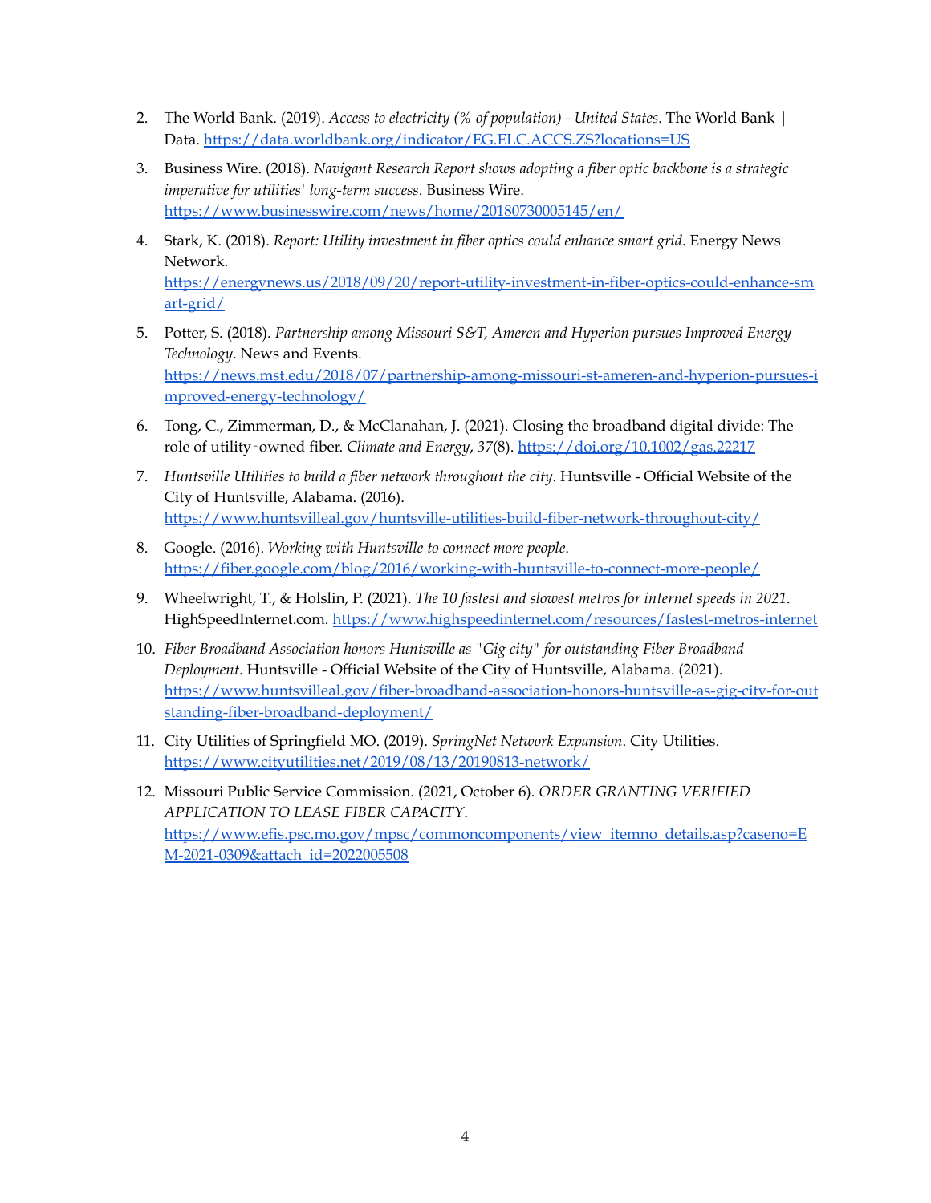2. The World Bank. (2019). *Access to electricity (% of population) - United States*. The World Bank | Data. https://data.worldbank.org/indicator/EG.ELC.ACCS.ZS?locations=US

3. Business Wire. (2018). *Navigant Research Report shows adopting a fiber optic backbone is a strategic imperative for utilities' long-term success*. Business Wire. https://www.businesswire.com/news/home/20180730005145/en/

4. Stark, K. (2018). *Report: Utility investment in fiber optics could enhance smart grid*. Energy News Network. https://energynews.us/2018/09/20/report-utility-investment-in-fiber-optics-could-enhance-smart-grid/

5. Potter, S. (2018). *Partnership among Missouri S&T, Ameren and Hyperion pursues Improved Energy Technology*. News and Events. https://news.mst.edu/2018/07/partnership-among-missouri-st-ameren-and-hyperion-pursues-improved-energy-technology/

6. Tong, C., Zimmerman, D., & McClanahan, J. (2021). Closing the broadband digital divide: The role of utility‐owned fiber. *Climate and Energy*, *37*(8). https://doi.org/10.1002/gas.22217

7. *Huntsville Utilities to build a fiber network throughout the city*. Huntsville - Official Website of the City of Huntsville, Alabama. (2016). https://www.huntsvilleal.gov/huntsville-utilities-build-fiber-network-throughout-city/

8. Google. (2016). *Working with Huntsville to connect more people*. https://fiber.google.com/blog/2016/working-with-huntsville-to-connect-more-people/

9. Wheelwright, T., & Holslin, P. (2021). *The 10 fastest and slowest metros for internet speeds in 2021*. HighSpeedInternet.com. https://www.highspeedinternet.com/resources/fastest-metros-internet

10. *Fiber Broadband Association honors Huntsville as "Gig city" for outstanding Fiber Broadband Deployment*. Huntsville - Official Website of the City of Huntsville, Alabama. (2021). https://www.huntsvilleal.gov/fiber-broadband-association-honors-huntsville-as-gig-city-for-outstanding-fiber-broadband-deployment/

11. City Utilities of Springfield MO. (2019). *SpringNet Network Expansion*. City Utilities. https://www.cityutilities.net/2019/08/13/20190813-network/

12. Missouri Public Service Commission. (2021, October 6). *ORDER GRANTING VERIFIED APPLICATION TO LEASE FIBER CAPACITY*. https://www.efis.psc.mo.gov/mpsc/commoncomponents/view_itemno_details.asp?caseno=EM-2021-0309&attach_id=2022005508